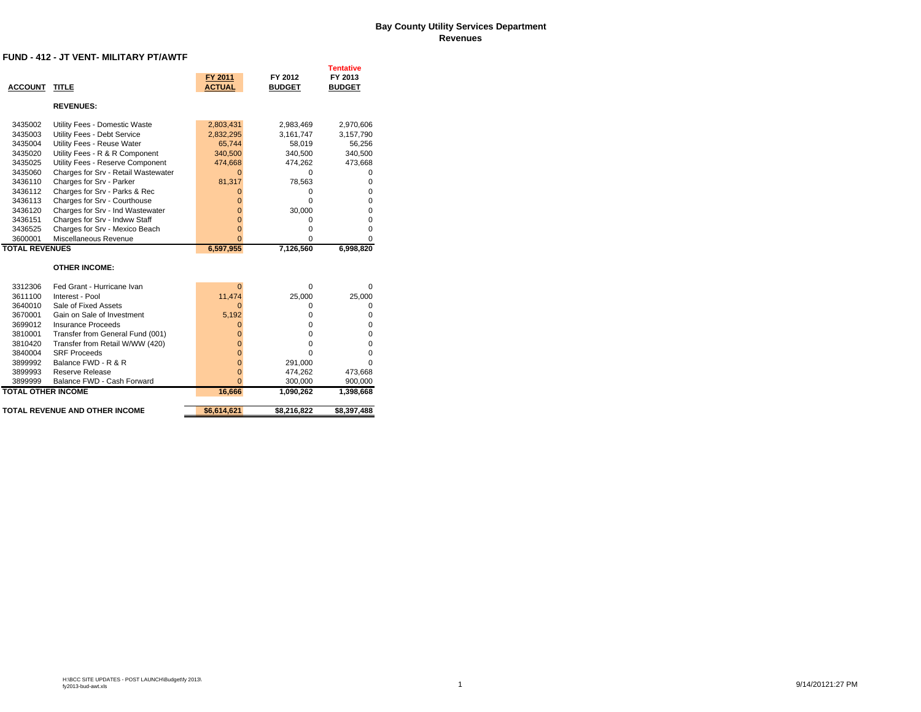# Bay County Utility Services Department
## Revenues

### FUND - 412 - JT VENT- MILITARY PT/AWTF

| ACCOUNT | TITLE | FY 2011 ACTUAL | FY 2012 BUDGET | Tentative FY 2013 BUDGET |
|---|---|---|---|---|
| | **REVENUES:** | | | |
| 3435002 | Utility Fees - Domestic Waste | 2,803,431 | 2,983,469 | 2,970,606 |
| 3435003 | Utility Fees - Debt Service | 2,832,295 | 3,161,747 | 3,157,790 |
| 3435004 | Utility Fees - Reuse Water | 65,744 | 58,019 | 56,256 |
| 3435020 | Utility Fees - R & R Component | 340,500 | 340,500 | 340,500 |
| 3435025 | Utility Fees - Reserve Component | 474,668 | 474,262 | 473,668 |
| 3435060 | Charges for Srv - Retail Wastewater | 0 | 0 | 0 |
| 3436110 | Charges for Srv - Parker | 81,317 | 78,563 | 0 |
| 3436112 | Charges for Srv - Parks & Rec | 0 | 0 | 0 |
| 3436113 | Charges for Srv - Courthouse | 0 | 0 | 0 |
| 3436120 | Charges for Srv - Ind Wastewater | 0 | 30,000 | 0 |
| 3436151 | Charges for Srv - Indww Staff | 0 | 0 | 0 |
| 3436525 | Charges for Srv - Mexico Beach | 0 | 0 | 0 |
| 3600001 | Miscellaneous Revenue | 0 | 0 | 0 |
| **TOTAL REVENUES** | | **6,597,955** | **7,126,560** | **6,998,820** |
| | **OTHER INCOME:** | | | |
| 3312306 | Fed Grant - Hurricane Ivan | 0 | 0 | 0 |
| 3611100 | Interest - Pool | 11,474 | 25,000 | 25,000 |
| 3640010 | Sale of Fixed Assets | 0 | 0 | 0 |
| 3670001 | Gain on Sale of Investment | 5,192 | 0 | 0 |
| 3699012 | Insurance Proceeds | 0 | 0 | 0 |
| 3810001 | Transfer from General Fund (001) | 0 | 0 | 0 |
| 3810420 | Transfer from Retail W/WW (420) | 0 | 0 | 0 |
| 3840004 | SRF Proceeds | 0 | 0 | 0 |
| 3899992 | Balance FWD - R & R | 0 | 291,000 | 0 |
| 3899993 | Reserve Release | 0 | 474,262 | 473,668 |
| 3899999 | Balance FWD - Cash Forward | 0 | 300,000 | 900,000 |
| **TOTAL OTHER INCOME** | | **16,666** | **1,090,262** | **1,398,668** |
| **TOTAL REVENUE AND OTHER INCOME** | | **$6,614,621** | **$8,216,822** | **$8,397,488** |

H:\BCC SITE UPDATES - POST LAUNCH\Budget\fy 2013\fy2013-bud-awt.xls

9/14/20121:27 PM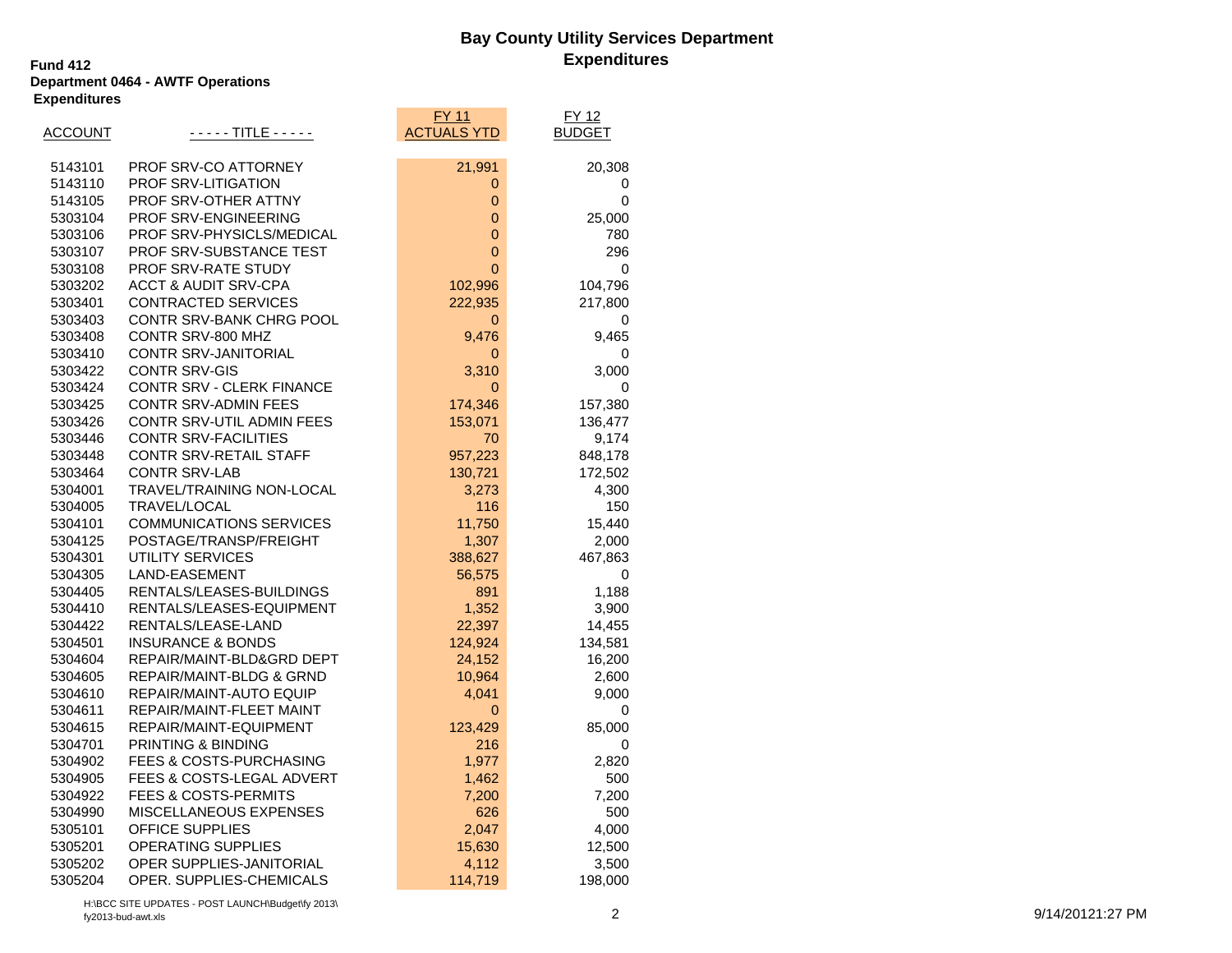# Bay County Utility Services Department
## Expenditures

**Fund 412**
**Department 0464 - AWTF Operations**
**Expenditures**

| ACCOUNT | - - - - - TITLE - - - - - | FY 11 ACTUALS YTD | FY 12 BUDGET |
|---|---|---|---|
| 5143101 | PROF SRV-CO ATTORNEY | 21,991 | 20,308 |
| 5143110 | PROF SRV-LITIGATION | 0 | 0 |
| 5143105 | PROF SRV-OTHER ATTNY | 0 | 0 |
| 5303104 | PROF SRV-ENGINEERING | 0 | 25,000 |
| 5303106 | PROF SRV-PHYSICLS/MEDICAL | 0 | 780 |
| 5303107 | PROF SRV-SUBSTANCE TEST | 0 | 296 |
| 5303108 | PROF SRV-RATE STUDY | 0 | 0 |
| 5303202 | ACCT & AUDIT SRV-CPA | 102,996 | 104,796 |
| 5303401 | CONTRACTED SERVICES | 222,935 | 217,800 |
| 5303403 | CONTR SRV-BANK CHRG POOL | 0 | 0 |
| 5303408 | CONTR SRV-800 MHZ | 9,476 | 9,465 |
| 5303410 | CONTR SRV-JANITORIAL | 0 | 0 |
| 5303422 | CONTR SRV-GIS | 3,310 | 3,000 |
| 5303424 | CONTR SRV - CLERK FINANCE | 0 | 0 |
| 5303425 | CONTR SRV-ADMIN FEES | 174,346 | 157,380 |
| 5303426 | CONTR SRV-UTIL ADMIN FEES | 153,071 | 136,477 |
| 5303446 | CONTR SRV-FACILITIES | 70 | 9,174 |
| 5303448 | CONTR SRV-RETAIL STAFF | 957,223 | 848,178 |
| 5303464 | CONTR SRV-LAB | 130,721 | 172,502 |
| 5304001 | TRAVEL/TRAINING NON-LOCAL | 3,273 | 4,300 |
| 5304005 | TRAVEL/LOCAL | 116 | 150 |
| 5304101 | COMMUNICATIONS SERVICES | 11,750 | 15,440 |
| 5304125 | POSTAGE/TRANSP/FREIGHT | 1,307 | 2,000 |
| 5304301 | UTILITY SERVICES | 388,627 | 467,863 |
| 5304305 | LAND-EASEMENT | 56,575 | 0 |
| 5304405 | RENTALS/LEASES-BUILDINGS | 891 | 1,188 |
| 5304410 | RENTALS/LEASES-EQUIPMENT | 1,352 | 3,900 |
| 5304422 | RENTALS/LEASE-LAND | 22,397 | 14,455 |
| 5304501 | INSURANCE & BONDS | 124,924 | 134,581 |
| 5304604 | REPAIR/MAINT-BLD&GRD DEPT | 24,152 | 16,200 |
| 5304605 | REPAIR/MAINT-BLDG & GRND | 10,964 | 2,600 |
| 5304610 | REPAIR/MAINT-AUTO EQUIP | 4,041 | 9,000 |
| 5304611 | REPAIR/MAINT-FLEET MAINT | 0 | 0 |
| 5304615 | REPAIR/MAINT-EQUIPMENT | 123,429 | 85,000 |
| 5304701 | PRINTING & BINDING | 216 | 0 |
| 5304902 | FEES & COSTS-PURCHASING | 1,977 | 2,820 |
| 5304905 | FEES & COSTS-LEGAL ADVERT | 1,462 | 500 |
| 5304922 | FEES & COSTS-PERMITS | 7,200 | 7,200 |
| 5304990 | MISCELLANEOUS EXPENSES | 626 | 500 |
| 5305101 | OFFICE SUPPLIES | 2,047 | 4,000 |
| 5305201 | OPERATING SUPPLIES | 15,630 | 12,500 |
| 5305202 | OPER SUPPLIES-JANITORIAL | 4,112 | 3,500 |
| 5305204 | OPER. SUPPLIES-CHEMICALS | 114,719 | 198,000 |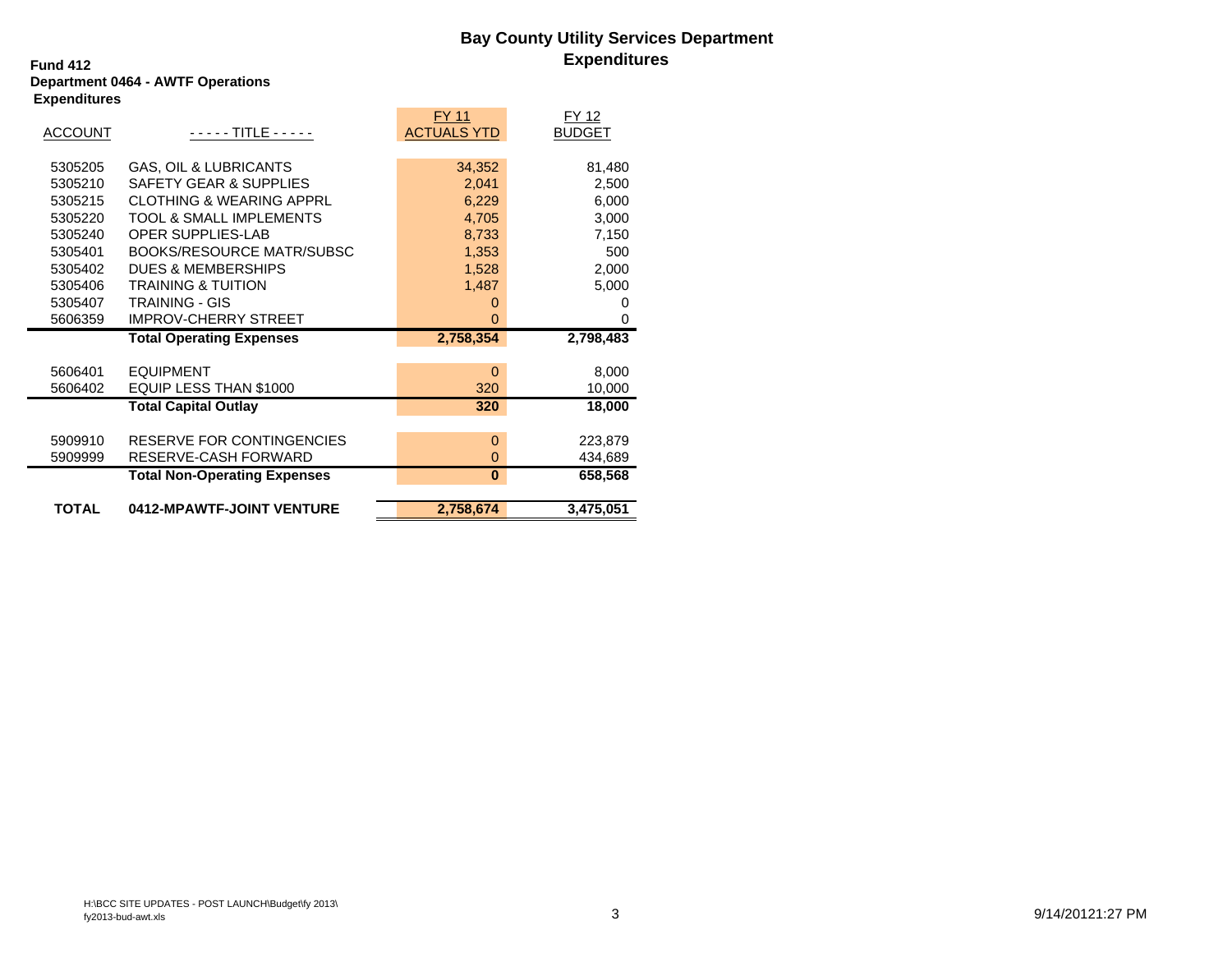# Bay County Utility Services Department
## Expenditures

**Fund 412**
**Department 0464 - AWTF Operations**
**Expenditures**

| ACCOUNT | - - - - - TITLE - - - - - | FY 11 ACTUALS YTD | FY 12 BUDGET |
|---|---|---|---|
| 5305205 | GAS, OIL & LUBRICANTS | 34,352 | 81,480 |
| 5305210 | SAFETY GEAR & SUPPLIES | 2,041 | 2,500 |
| 5305215 | CLOTHING & WEARING APPRL | 6,229 | 6,000 |
| 5305220 | TOOL & SMALL IMPLEMENTS | 4,705 | 3,000 |
| 5305240 | OPER SUPPLIES-LAB | 8,733 | 7,150 |
| 5305401 | BOOKS/RESOURCE MATR/SUBSC | 1,353 | 500 |
| 5305402 | DUES & MEMBERSHIPS | 1,528 | 2,000 |
| 5305406 | TRAINING & TUITION | 1,487 | 5,000 |
| 5305407 | TRAINING - GIS | 0 | 0 |
| 5606359 | IMPROV-CHERRY STREET | 0 | 0 |
| | **Total Operating Expenses** | **2,758,354** | **2,798,483** |
| 5606401 | EQUIPMENT | 0 | 8,000 |
| 5606402 | EQUIP LESS THAN $1000 | 320 | 10,000 |
| | **Total Capital Outlay** | **320** | **18,000** |
| 5909910 | RESERVE FOR CONTINGENCIES | 0 | 223,879 |
| 5909999 | RESERVE-CASH FORWARD | 0 | 434,689 |
| | **Total Non-Operating Expenses** | **0** | **658,568** |
| **TOTAL** | **0412-MPAWTF-JOINT VENTURE** | **2,758,674** | **3,475,051** |

H:\BCC SITE UPDATES - POST LAUNCH\Budget\fy 2013\fy2013-bud-awt.xls

9/14/20121:27 PM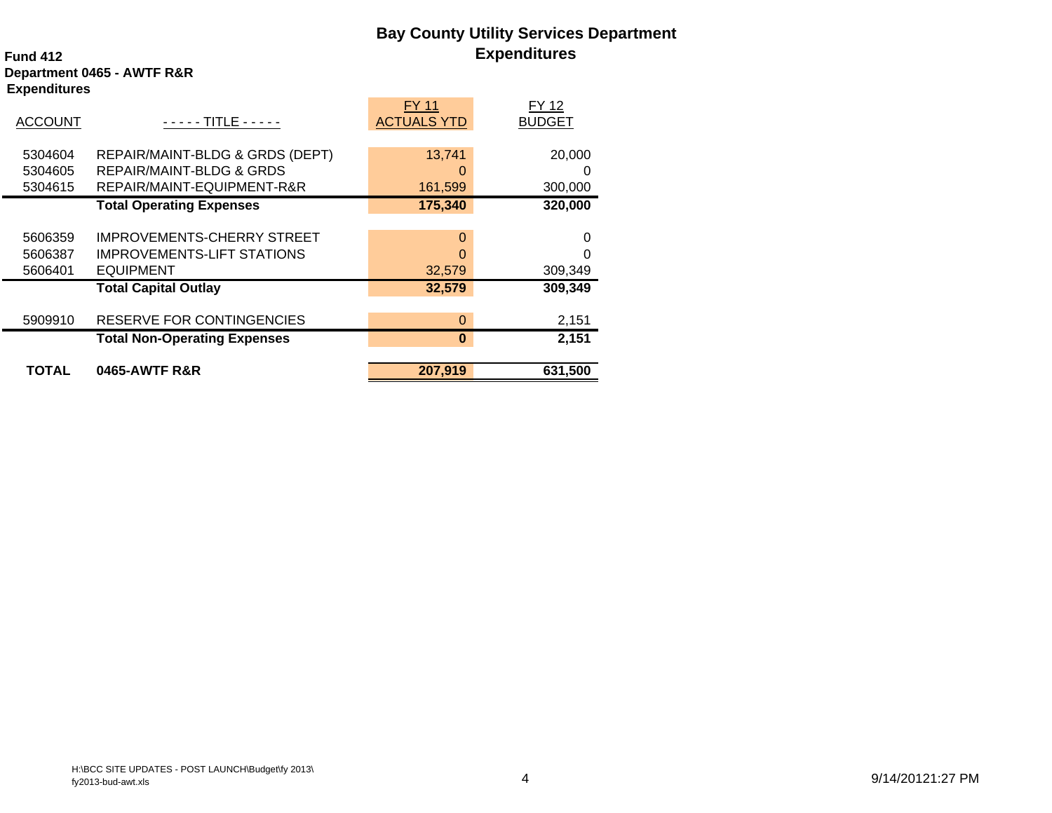# Bay County Utility Services Department
## Expenditures

**Fund 412**
**Department 0465 - AWTF R&R**
**Expenditures**

| ACCOUNT | ----- TITLE ----- | FY 11 ACTUALS YTD | FY 12 BUDGET |
|---|---|---|---|
| 5304604 | REPAIR/MAINT-BLDG & GRDS (DEPT) | 13,741 | 20,000 |
| 5304605 | REPAIR/MAINT-BLDG & GRDS | 0 | 0 |
| 5304615 | REPAIR/MAINT-EQUIPMENT-R&R | 161,599 | 300,000 |
| | **Total Operating Expenses** | **175,340** | **320,000** |
| 5606359 | IMPROVEMENTS-CHERRY STREET | 0 | 0 |
| 5606387 | IMPROVEMENTS-LIFT STATIONS | 0 | 0 |
| 5606401 | EQUIPMENT | 32,579 | 309,349 |
| | **Total Capital Outlay** | **32,579** | **309,349** |
| 5909910 | RESERVE FOR CONTINGENCIES | 0 | 2,151 |
| | **Total Non-Operating Expenses** | **0** | **2,151** |
| **TOTAL** | **0465-AWTF R&R** | **207,919** | **631,500** |

H:\BCC SITE UPDATES - POST LAUNCH\Budget\fy 2013\fy2013-bud-awt.xls

9/14/20121:27 PM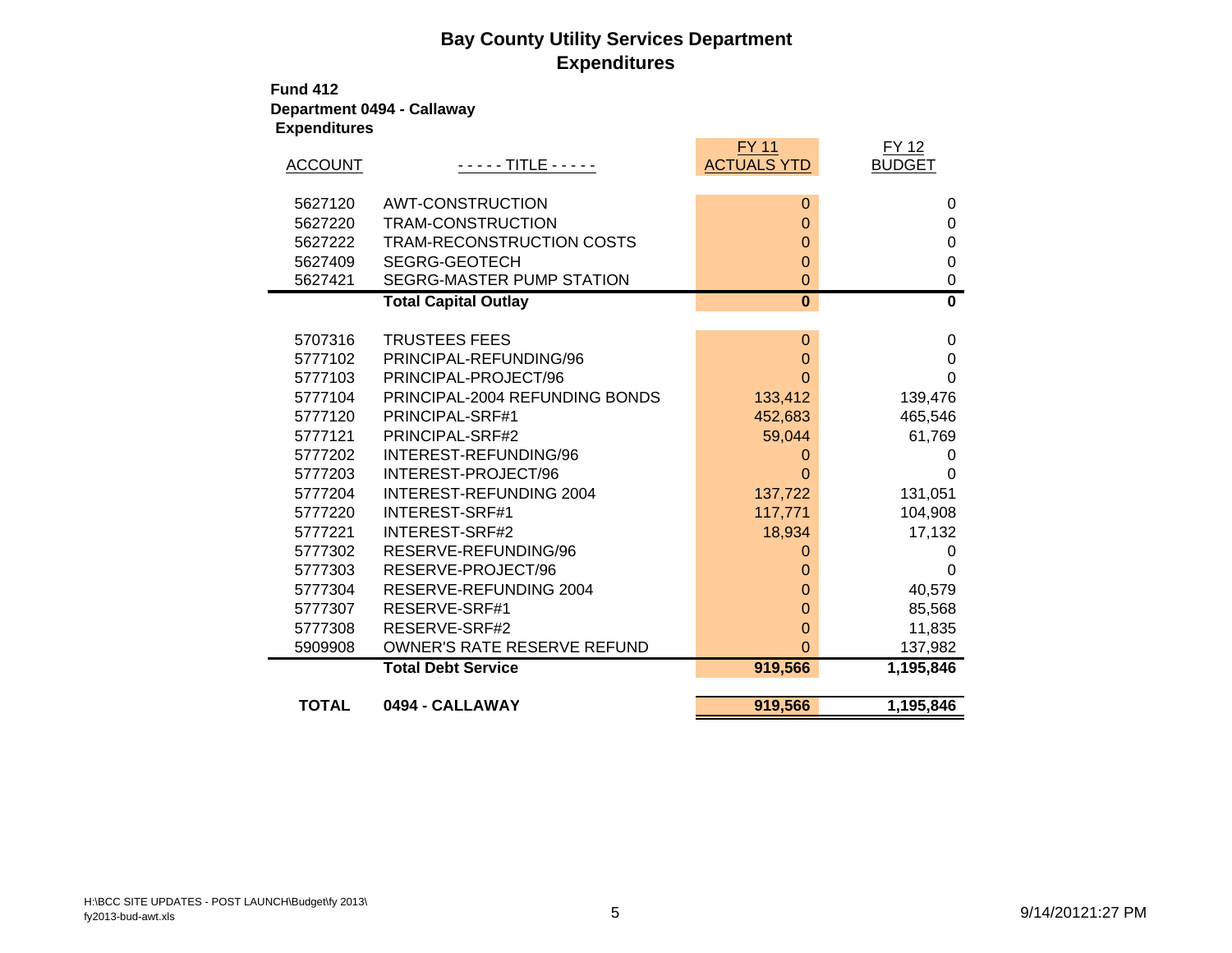# Bay County Utility Services Department
## Expenditures

**Fund 412**
**Department 0494 - Callaway**
**Expenditures**

| ACCOUNT | - - - - - TITLE - - - - - | FY 11 ACTUALS YTD | FY 12 BUDGET |
|---|---|---|---|
| 5627120 | AWT-CONSTRUCTION | 0 | 0 |
| 5627220 | TRAM-CONSTRUCTION | 0 | 0 |
| 5627222 | TRAM-RECONSTRUCTION COSTS | 0 | 0 |
| 5627409 | SEGRG-GEOTECH | 0 | 0 |
| 5627421 | SEGRG-MASTER PUMP STATION | 0 | 0 |
| | **Total Capital Outlay** | **0** | **0** |
| | | | |
| 5707316 | TRUSTEES FEES | 0 | 0 |
| 5777102 | PRINCIPAL-REFUNDING/96 | 0 | 0 |
| 5777103 | PRINCIPAL-PROJECT/96 | 0 | 0 |
| 5777104 | PRINCIPAL-2004 REFUNDING BONDS | 133,412 | 139,476 |
| 5777120 | PRINCIPAL-SRF#1 | 452,683 | 465,546 |
| 5777121 | PRINCIPAL-SRF#2 | 59,044 | 61,769 |
| 5777202 | INTEREST-REFUNDING/96 | 0 | 0 |
| 5777203 | INTEREST-PROJECT/96 | 0 | 0 |
| 5777204 | INTEREST-REFUNDING 2004 | 137,722 | 131,051 |
| 5777220 | INTEREST-SRF#1 | 117,771 | 104,908 |
| 5777221 | INTEREST-SRF#2 | 18,934 | 17,132 |
| 5777302 | RESERVE-REFUNDING/96 | 0 | 0 |
| 5777303 | RESERVE-PROJECT/96 | 0 | 0 |
| 5777304 | RESERVE-REFUNDING 2004 | 0 | 40,579 |
| 5777307 | RESERVE-SRF#1 | 0 | 85,568 |
| 5777308 | RESERVE-SRF#2 | 0 | 11,835 |
| 5909908 | OWNER'S RATE RESERVE REFUND | 0 | 137,982 |
| | **Total Debt Service** | **919,566** | **1,195,846** |
| | | | |
| **TOTAL** | **0494 - CALLAWAY** | **919,566** | **1,195,846** |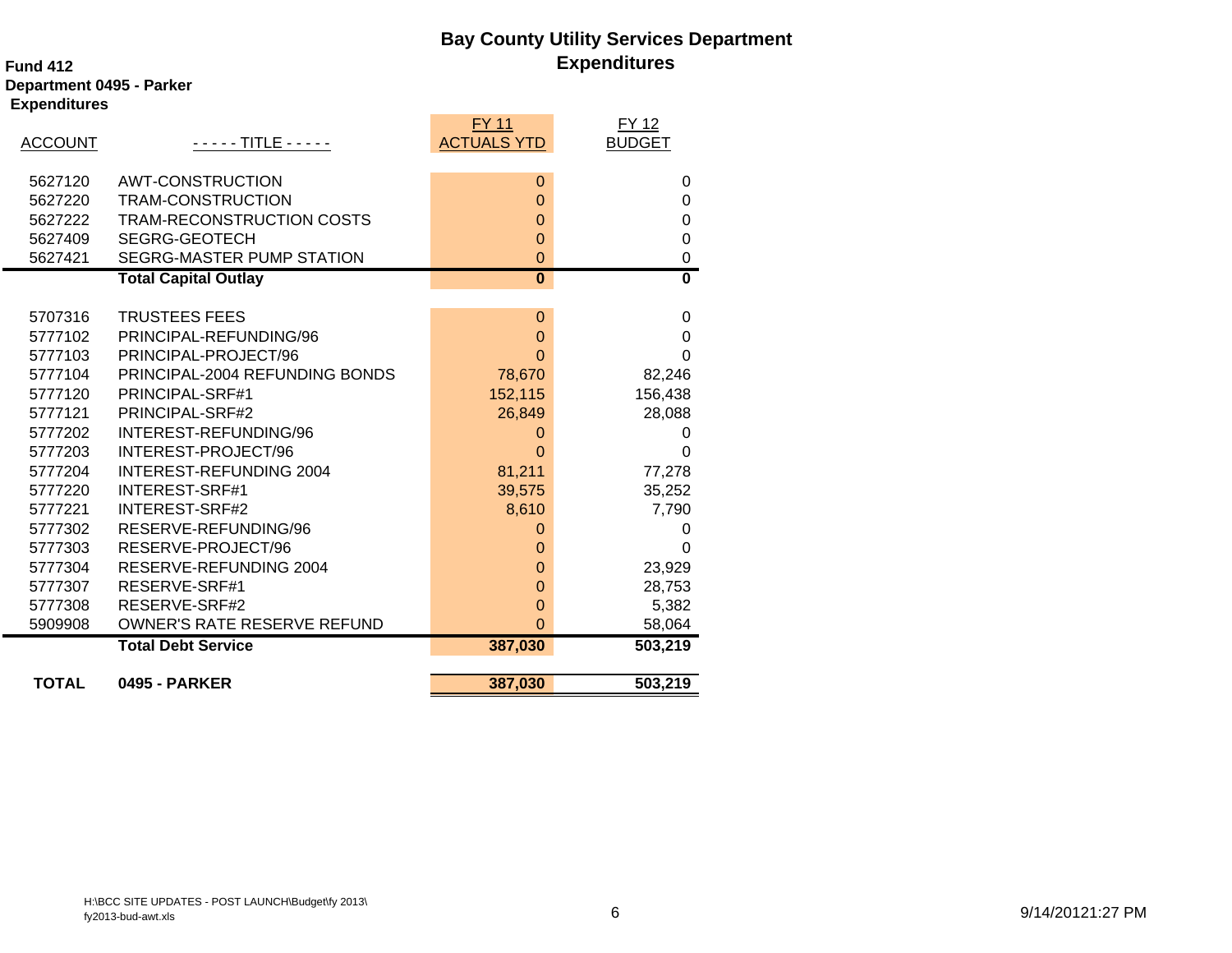# Bay County Utility Services Department
## Expenditures

**Fund 412**
**Department 0495 - Parker**
**Expenditures**

| ACCOUNT | ----- TITLE ----- | FY 11 ACTUALS YTD | FY 12 BUDGET |
|---|---|---|---|
| 5627120 | AWT-CONSTRUCTION | 0 | 0 |
| 5627220 | TRAM-CONSTRUCTION | 0 | 0 |
| 5627222 | TRAM-RECONSTRUCTION COSTS | 0 | 0 |
| 5627409 | SEGRG-GEOTECH | 0 | 0 |
| 5627421 | SEGRG-MASTER PUMP STATION | 0 | 0 |
| | **Total Capital Outlay** | **0** | **0** |
| 5707316 | TRUSTEES FEES | 0 | 0 |
| 5777102 | PRINCIPAL-REFUNDING/96 | 0 | 0 |
| 5777103 | PRINCIPAL-PROJECT/96 | 0 | 0 |
| 5777104 | PRINCIPAL-2004 REFUNDING BONDS | 78,670 | 82,246 |
| 5777120 | PRINCIPAL-SRF#1 | 152,115 | 156,438 |
| 5777121 | PRINCIPAL-SRF#2 | 26,849 | 28,088 |
| 5777202 | INTEREST-REFUNDING/96 | 0 | 0 |
| 5777203 | INTEREST-PROJECT/96 | 0 | 0 |
| 5777204 | INTEREST-REFUNDING 2004 | 81,211 | 77,278 |
| 5777220 | INTEREST-SRF#1 | 39,575 | 35,252 |
| 5777221 | INTEREST-SRF#2 | 8,610 | 7,790 |
| 5777302 | RESERVE-REFUNDING/96 | 0 | 0 |
| 5777303 | RESERVE-PROJECT/96 | 0 | 0 |
| 5777304 | RESERVE-REFUNDING 2004 | 0 | 23,929 |
| 5777307 | RESERVE-SRF#1 | 0 | 28,753 |
| 5777308 | RESERVE-SRF#2 | 0 | 5,382 |
| 5909908 | OWNER'S RATE RESERVE REFUND | 0 | 58,064 |
| | **Total Debt Service** | **387,030** | **503,219** |
| **TOTAL** | **0495 - PARKER** | **387,030** | **503,219** |

H:\BCC SITE UPDATES - POST LAUNCH\Budget\fy 2013\fy2013-bud-awt.xls

9/14/20121:27 PM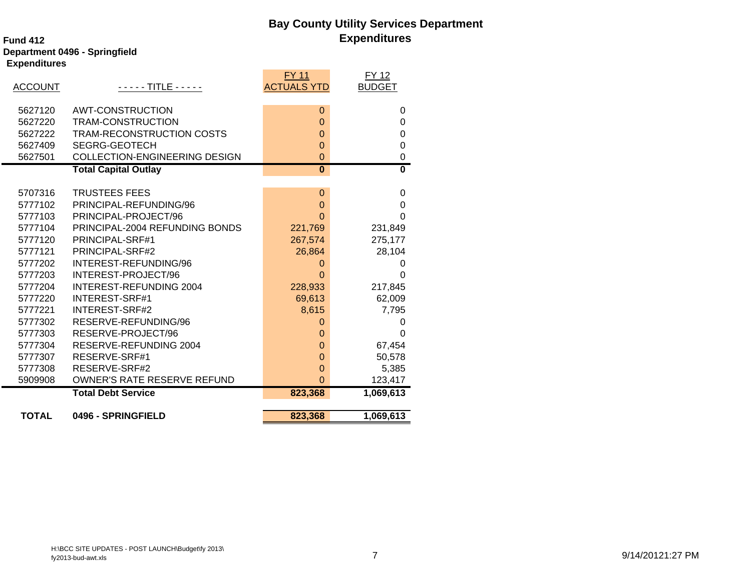# Bay County Utility Services Department

## Expenditures

**Fund 412**
**Department 0496 - Springfield**
**Expenditures**

| ACCOUNT | ----- TITLE ----- | FY 11 ACTUALS YTD | FY 12 BUDGET |
|---|---|---|---|
| 5627120 | AWT-CONSTRUCTION | 0 | 0 |
| 5627220 | TRAM-CONSTRUCTION | 0 | 0 |
| 5627222 | TRAM-RECONSTRUCTION COSTS | 0 | 0 |
| 5627409 | SEGRG-GEOTECH | 0 | 0 |
| 5627501 | COLLECTION-ENGINEERING DESIGN | 0 | 0 |
| | **Total Capital Outlay** | **0** | **0** |
| 5707316 | TRUSTEES FEES | 0 | 0 |
| 5777102 | PRINCIPAL-REFUNDING/96 | 0 | 0 |
| 5777103 | PRINCIPAL-PROJECT/96 | 0 | 0 |
| 5777104 | PRINCIPAL-2004 REFUNDING BONDS | 221,769 | 231,849 |
| 5777120 | PRINCIPAL-SRF#1 | 267,574 | 275,177 |
| 5777121 | PRINCIPAL-SRF#2 | 26,864 | 28,104 |
| 5777202 | INTEREST-REFUNDING/96 | 0 | 0 |
| 5777203 | INTEREST-PROJECT/96 | 0 | 0 |
| 5777204 | INTEREST-REFUNDING 2004 | 228,933 | 217,845 |
| 5777220 | INTEREST-SRF#1 | 69,613 | 62,009 |
| 5777221 | INTEREST-SRF#2 | 8,615 | 7,795 |
| 5777302 | RESERVE-REFUNDING/96 | 0 | 0 |
| 5777303 | RESERVE-PROJECT/96 | 0 | 0 |
| 5777304 | RESERVE-REFUNDING 2004 | 0 | 67,454 |
| 5777307 | RESERVE-SRF#1 | 0 | 50,578 |
| 5777308 | RESERVE-SRF#2 | 0 | 5,385 |
| 5909908 | OWNER'S RATE RESERVE REFUND | 0 | 123,417 |
| | **Total Debt Service** | **823,368** | **1,069,613** |
| **TOTAL** | **0496 - SPRINGFIELD** | **823,368** | **1,069,613** |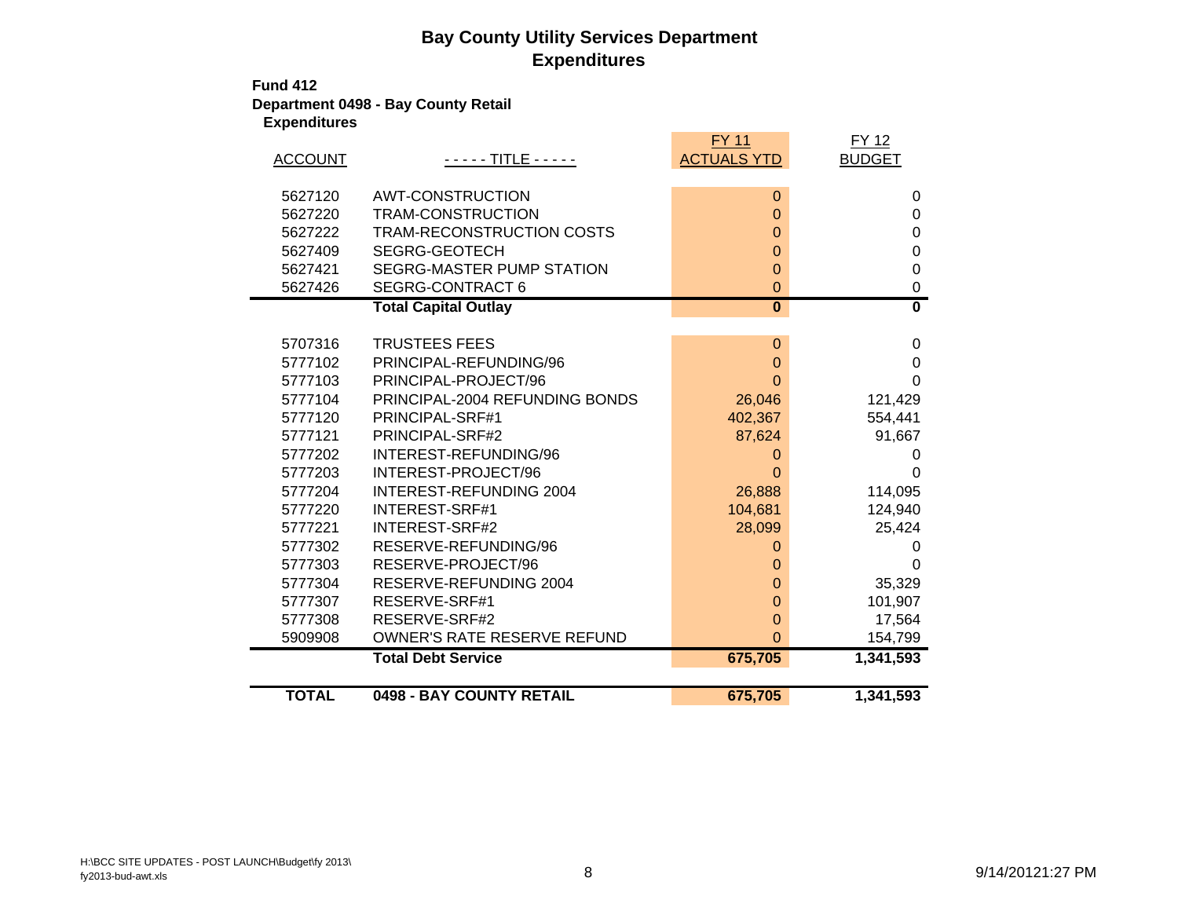# Bay County Utility Services Department
## Expenditures

**Fund 412**
**Department 0498 - Bay County Retail**
**Expenditures**

| ACCOUNT | ----- TITLE ----- | FY 11 ACTUALS YTD | FY 12 BUDGET |
|---|---|---|---|
| 5627120 | AWT-CONSTRUCTION | 0 | 0 |
| 5627220 | TRAM-CONSTRUCTION | 0 | 0 |
| 5627222 | TRAM-RECONSTRUCTION COSTS | 0 | 0 |
| 5627409 | SEGRG-GEOTECH | 0 | 0 |
| 5627421 | SEGRG-MASTER PUMP STATION | 0 | 0 |
| 5627426 | SEGRG-CONTRACT 6 | 0 | 0 |
| | **Total Capital Outlay** | **0** | **0** |
| 5707316 | TRUSTEES FEES | 0 | 0 |
| 5777102 | PRINCIPAL-REFUNDING/96 | 0 | 0 |
| 5777103 | PRINCIPAL-PROJECT/96 | 0 | 0 |
| 5777104 | PRINCIPAL-2004 REFUNDING BONDS | 26,046 | 121,429 |
| 5777120 | PRINCIPAL-SRF#1 | 402,367 | 554,441 |
| 5777121 | PRINCIPAL-SRF#2 | 87,624 | 91,667 |
| 5777202 | INTEREST-REFUNDING/96 | 0 | 0 |
| 5777203 | INTEREST-PROJECT/96 | 0 | 0 |
| 5777204 | INTEREST-REFUNDING 2004 | 26,888 | 114,095 |
| 5777220 | INTEREST-SRF#1 | 104,681 | 124,940 |
| 5777221 | INTEREST-SRF#2 | 28,099 | 25,424 |
| 5777302 | RESERVE-REFUNDING/96 | 0 | 0 |
| 5777303 | RESERVE-PROJECT/96 | 0 | 0 |
| 5777304 | RESERVE-REFUNDING 2004 | 0 | 35,329 |
| 5777307 | RESERVE-SRF#1 | 0 | 101,907 |
| 5777308 | RESERVE-SRF#2 | 0 | 17,564 |
| 5909908 | OWNER'S RATE RESERVE REFUND | 0 | 154,799 |
| | **Total Debt Service** | **675,705** | **1,341,593** |
| **TOTAL** | **0498 - BAY COUNTY RETAIL** | **675,705** | **1,341,593** |

H:\BCC SITE UPDATES - POST LAUNCH\Budget\fy 2013\fy2013-bud-awt.xls

9/14/20121:27 PM